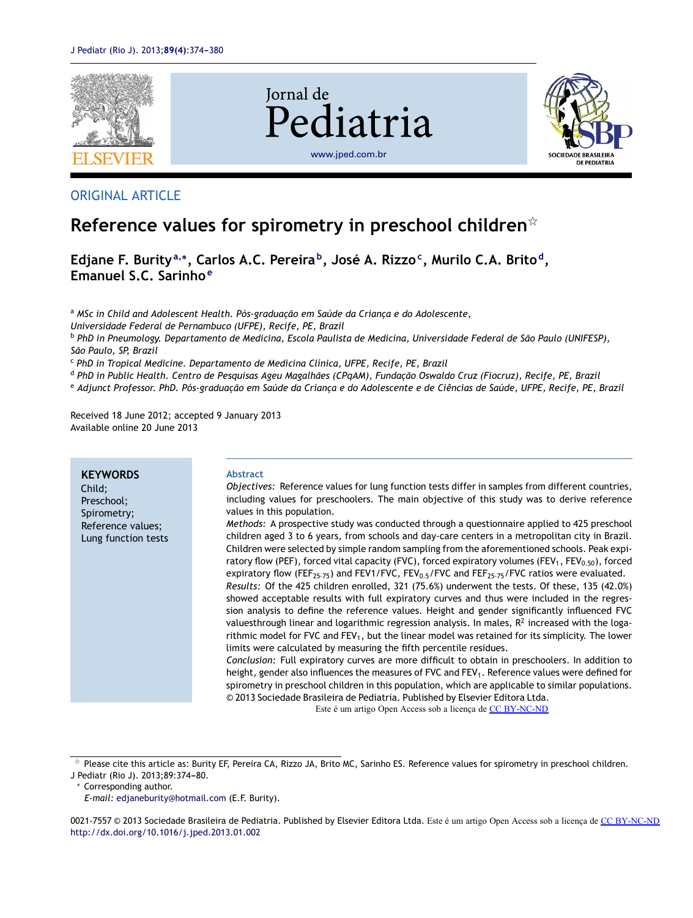ORIGINAL ARTICLE

# Reference values for spirometry in preschool children☆

**Edjane F. Burity[a,*], Carlos A.C. Pereira[b], José A. Rizzo[c], Murilo C.A. Brito[d], Emanuel S.C. Sarinho[e]**

[a] *MSc in Child and Adolescent Health. Pós-graduação em Saúde da Criança e do Adolescente, Universidade Federal de Pernambuco (UFPE), Recife, PE, Brazil*
[b] *PhD in Pneumology. Departamento de Medicina, Escola Paulista de Medicina, Universidade Federal de São Paulo (UNIFESP), São Paulo, SP, Brazil*
[c] *PhD in Tropical Medicine. Departamento de Medicina Clínica, UFPE, Recife, PE, Brazil*
[d] *PhD in Public Health. Centro de Pesquisas Ageu Magalhães (CPqAM), Fundação Oswaldo Cruz (Fiocruz), Recife, PE, Brazil*
[e] *Adjunct Professor. PhD. Pós-graduação em Saúde da Criança e do Adolescente e de Ciências de Saúde, UFPE, Recife, PE, Brazil*

Received 18 June 2012; accepted 9 January 2013
Available online 20 June 2013

**KEYWORDS**
Child;
Preschool;
Spirometry;
Reference values;
Lung function tests

## Abstract

*Objectives:* Reference values for lung function tests differ in samples from different countries, including values for preschoolers. The main objective of this study was to derive reference values in this population.

*Methods:* A prospective study was conducted through a questionnaire applied to 425 preschool children aged 3 to 6 years, from schools and day-care centers in a metropolitan city in Brazil. Children were selected by simple random sampling from the aforementioned schools. Peak expiratory flow (PEF), forced vital capacity (FVC), forced expiratory volumes ($FEV_1$, $FEV_{0.50}$), forced expiratory flow ($FEF_{25\text{-}75}$) and FEV1/FVC, $FEV_{0.5}$/FVC and $FEF_{25\text{-}75}$/FVC ratios were evaluated.

*Results:* Of the 425 children enrolled, 321 (75.6%) underwent the tests. Of these, 135 (42.0%) showed acceptable results with full expiratory curves and thus were included in the regression analysis to define the reference values. Height and gender significantly influenced FVC valuesthrough linear and logarithmic regression analysis. In males, $R^2$ increased with the logarithmic model for FVC and $FEV_1$, but the linear model was retained for its simplicity. The lower limits were calculated by measuring the fifth percentile residues.

*Conclusion:* Full expiratory curves are more difficult to obtain in preschoolers. In addition to height, gender also influences the measures of FVC and $FEV_1$. Reference values were defined for spirometry in preschool children in this population, which are applicable to similar populations.

© 2013 Sociedade Brasileira de Pediatria. Published by Elsevier Editora Ltda.
Este é um artigo Open Access sob a licença de CC BY-NC-ND

☆ Please cite this article as: Burity EF, Pereira CA, Rizzo JA, Brito MC, Sarinho ES. Reference values for spirometry in preschool children. J Pediatr (Rio J). 2013;89:374-80.
\* Corresponding author.
*E-mail:* edjaneburity@hotmail.com (E.F. Burity).

0021-7557 © 2013 Sociedade Brasileira de Pediatria. Published by Elsevier Editora Ltda. Este é um artigo Open Access sob a licença de CC BY-NC-ND
http://dx.doi.org/10.1016/j.jped.2013.01.002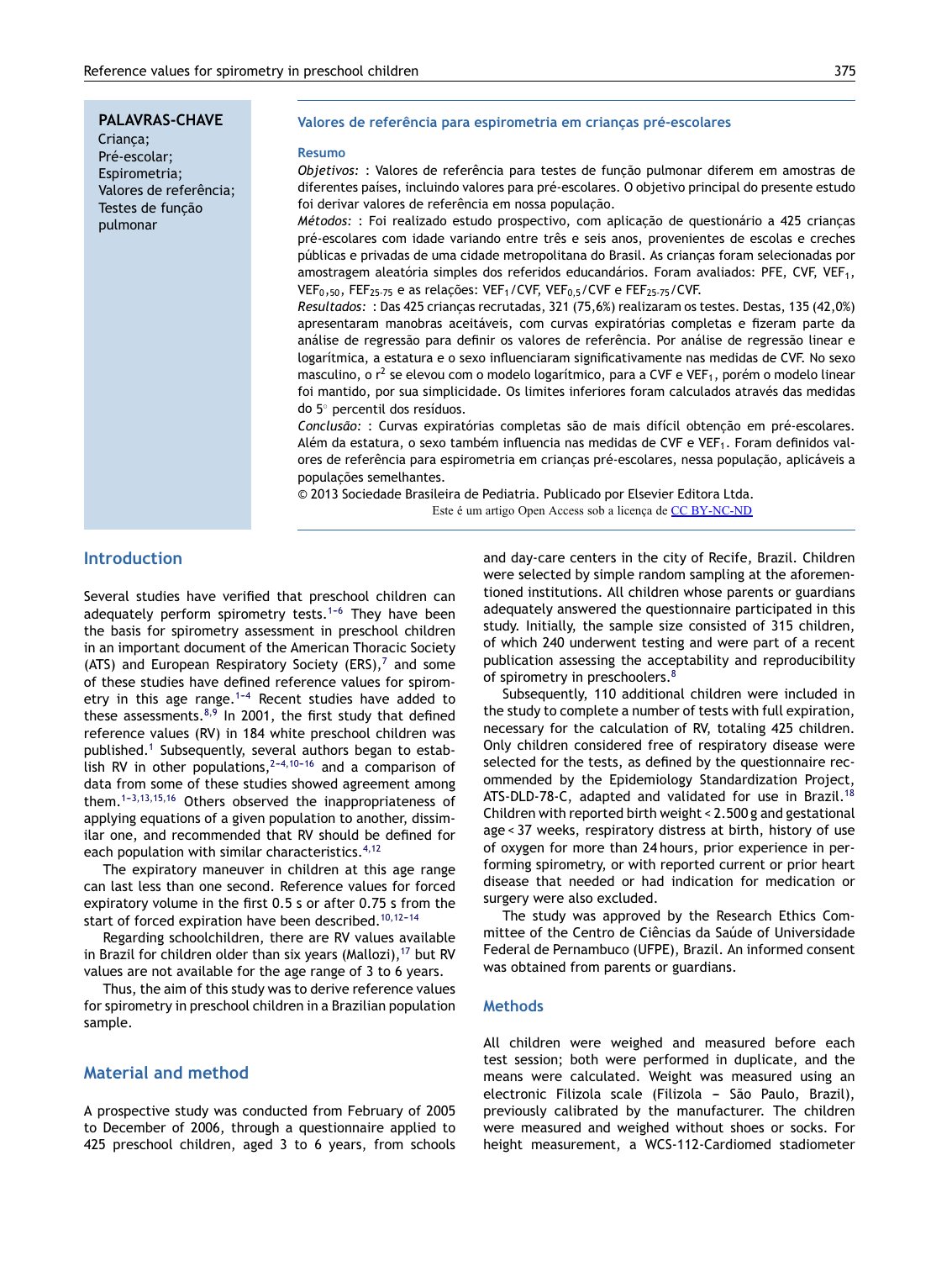**PALAVRAS-CHAVE**
Criança;
Pré-escolar;
Espirometria;
Valores de referência;
Testes de função pulmonar

## Valores de referência para espirometria em crianças pré-escolares

### Resumo

*Objetivos:* : Valores de referência para testes de função pulmonar diferem em amostras de diferentes países, incluindo valores para pré-escolares. O objetivo principal do presente estudo foi derivar valores de referência em nossa população.

*Métodos:* : Foi realizado estudo prospectivo, com aplicação de questionário a 425 crianças pré-escolares com idade variando entre três e seis anos, provenientes de escolas e creches públicas e privadas de uma cidade metropolitana do Brasil. As crianças foram selecionadas por amostragem aleatória simples dos referidos educandários. Foram avaliados: PFE, CVF, $VEF_1$, $VEF_{0,50}$, $FEF_{25-75}$ e as relações: $VEF_1$/CVF, $VEF_{0,5}$/CVF e $FEF_{25-75}$/CVF.

*Resultados:* : Das 425 crianças recrutadas, 321 (75,6%) realizaram os testes. Destas, 135 (42,0%) apresentaram manobras aceitáveis, com curvas expiratórias completas e fizeram parte da análise de regressão para definir os valores de referência. Por análise de regressão linear e logarítmica, a estatura e o sexo influenciaram significativamente nas medidas de CVF. No sexo masculino, o $r^2$ se elevou com o modelo logarítmico, para a CVF e $VEF_1$, porém o modelo linear foi mantido, por sua simplicidade. Os limites inferiores foram calculados através das medidas do 5° percentil dos resíduos.

*Conclusão:* : Curvas expiratórias completas são de mais difícil obtenção em pré-escolares. Além da estatura, o sexo também influencia nas medidas de CVF e $VEF_1$. Foram definidos valores de referência para espirometria em crianças pré-escolares, nessa população, aplicáveis a populações semelhantes.

© 2013 Sociedade Brasileira de Pediatria. Publicado por Elsevier Editora Ltda.
Este é um artigo Open Access sob a licença de CC BY-NC-ND

## Introduction

Several studies have verified that preschool children can adequately perform spirometry tests.[1–6] They have been the basis for spirometry assessment in preschool children in an important document of the American Thoracic Society (ATS) and European Respiratory Society (ERS),[7] and some of these studies have defined reference values for spirometry in this age range.[1–4] Recent studies have added to these assessments.[8,9] In 2001, the first study that defined reference values (RV) in 184 white preschool children was published.[1] Subsequently, several authors began to establish RV in other populations,[2–4,10–16] and a comparison of data from some of these studies showed agreement among them.[1–3,13,15,16] Others observed the inappropriateness of applying equations of a given population to another, dissimilar one, and recommended that RV should be defined for each population with similar characteristics.[4,12]

The expiratory maneuver in children at this age range can last less than one second. Reference values for forced expiratory volume in the first 0.5 s or after 0.75 s from the start of forced expiration have been described.[10,12–14]

Regarding schoolchildren, there are RV values available in Brazil for children older than six years (Mallozi),[17] but RV values are not available for the age range of 3 to 6 years.

Thus, the aim of this study was to derive reference values for spirometry in preschool children in a Brazilian population sample.

## Material and method

A prospective study was conducted from February of 2005 to December of 2006, through a questionnaire applied to 425 preschool children, aged 3 to 6 years, from schools and day-care centers in the city of Recife, Brazil. Children were selected by simple random sampling at the aforementioned institutions. All children whose parents or guardians adequately answered the questionnaire participated in this study. Initially, the sample size consisted of 315 children, of which 240 underwent testing and were part of a recent publication assessing the acceptability and reproducibility of spirometry in preschoolers.[8]

Subsequently, 110 additional children were included in the study to complete a number of tests with full expiration, necessary for the calculation of RV, totaling 425 children. Only children considered free of respiratory disease were selected for the tests, as defined by the questionnaire recommended by the Epidemiology Standardization Project, ATS-DLD-78-C, adapted and validated for use in Brazil.[18] Children with reported birth weight < 2.500 g and gestational age < 37 weeks, respiratory distress at birth, history of use of oxygen for more than 24 hours, prior experience in performing spirometry, or with reported current or prior heart disease that needed or had indication for medication or surgery were also excluded.

The study was approved by the Research Ethics Committee of the Centro de Ciências da Saúde of Universidade Federal de Pernambuco (UFPE), Brazil. An informed consent was obtained from parents or guardians.

## Methods

All children were weighed and measured before each test session; both were performed in duplicate, and the means were calculated. Weight was measured using an electronic Filizola scale (Filizola – São Paulo, Brazil), previously calibrated by the manufacturer. The children were measured and weighed without shoes or socks. For height measurement, a WCS-112-Cardiomed stadiometer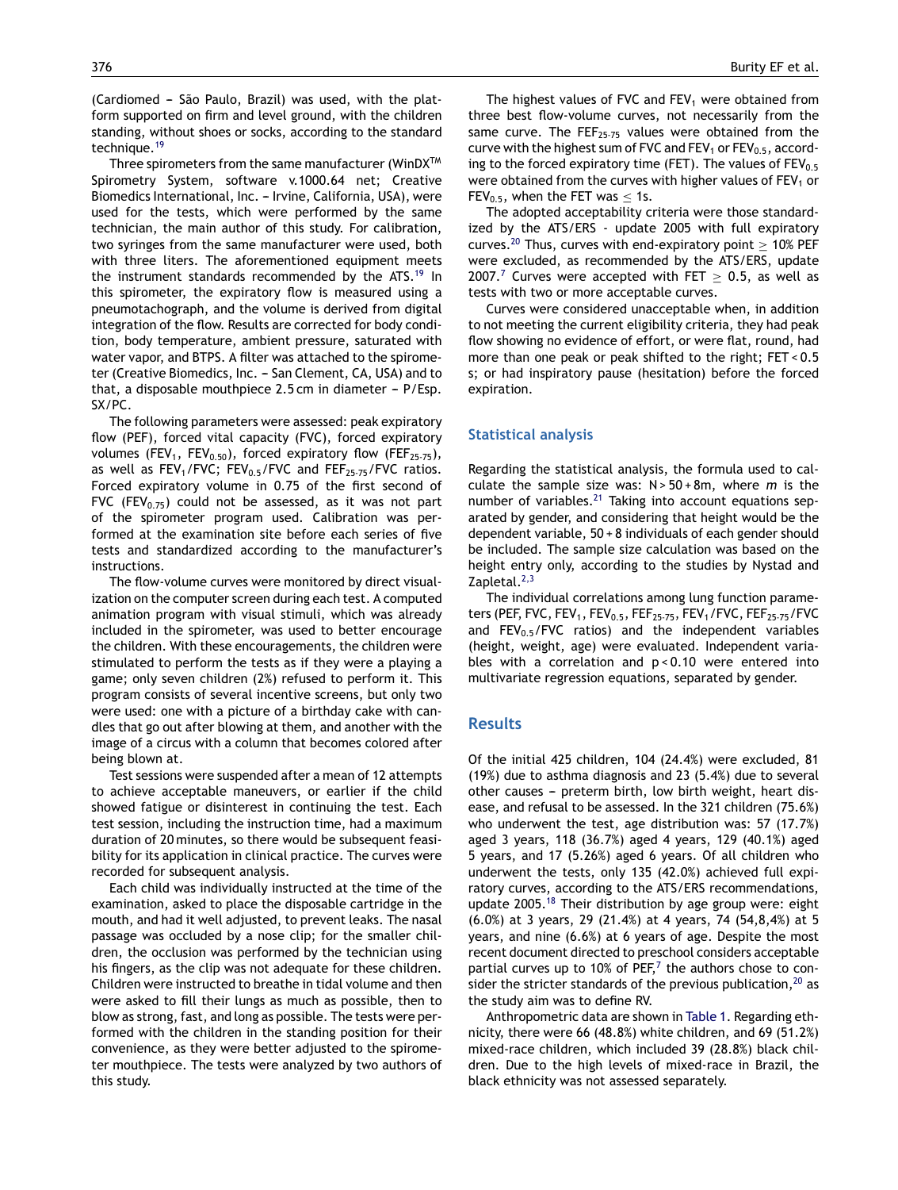(Cardiomed – São Paulo, Brazil) was used, with the platform supported on firm and level ground, with the children standing, without shoes or socks, according to the standard technique.[19]

Three spirometers from the same manufacturer (WinDX™ Spirometry System, software v.1000.64 net; Creative Biomedics International, Inc. – Irvine, California, USA), were used for the tests, which were performed by the same technician, the main author of this study. For calibration, two syringes from the same manufacturer were used, both with three liters. The aforementioned equipment meets the instrument standards recommended by the ATS.[19] In this spirometer, the expiratory flow is measured using a pneumotachograph, and the volume is derived from digital integration of the flow. Results are corrected for body condition, body temperature, ambient pressure, saturated with water vapor, and BTPS. A filter was attached to the spirometer (Creative Biomedics, Inc. – San Clement, CA, USA) and to that, a disposable mouthpiece 2.5 cm in diameter – P/Esp. SX/PC.

The following parameters were assessed: peak expiratory flow (PEF), forced vital capacity (FVC), forced expiratory volumes ($FEV_1$, $FEV_{0.50}$), forced expiratory flow ($FEF_{25\text{-}75}$), as well as $FEV_1$/FVC; $FEV_{0.5}$/FVC and $FEF_{25\text{-}75}$/FVC ratios. Forced expiratory volume in 0.75 of the first second of FVC ($FEV_{0.75}$) could not be assessed, as it was not part of the spirometer program used. Calibration was performed at the examination site before each series of five tests and standardized according to the manufacturer's instructions.

The flow-volume curves were monitored by direct visualization on the computer screen during each test. A computed animation program with visual stimuli, which was already included in the spirometer, was used to better encourage the children. With these encouragements, the children were stimulated to perform the tests as if they were a playing a game; only seven children (2%) refused to perform it. This program consists of several incentive screens, but only two were used: one with a picture of a birthday cake with candles that go out after blowing at them, and another with the image of a circus with a column that becomes colored after being blown at.

Test sessions were suspended after a mean of 12 attempts to achieve acceptable maneuvers, or earlier if the child showed fatigue or disinterest in continuing the test. Each test session, including the instruction time, had a maximum duration of 20 minutes, so there would be subsequent feasibility for its application in clinical practice. The curves were recorded for subsequent analysis.

Each child was individually instructed at the time of the examination, asked to place the disposable cartridge in the mouth, and had it well adjusted, to prevent leaks. The nasal passage was occluded by a nose clip; for the smaller children, the occlusion was performed by the technician using his fingers, as the clip was not adequate for these children. Children were instructed to breathe in tidal volume and then were asked to fill their lungs as much as possible, then to blow as strong, fast, and long as possible. The tests were performed with the children in the standing position for their convenience, as they were better adjusted to the spirometer mouthpiece. The tests were analyzed by two authors of this study.

The highest values of FVC and $FEV_1$ were obtained from three best flow-volume curves, not necessarily from the same curve. The $FEF_{25\text{-}75}$ values were obtained from the curve with the highest sum of FVC and $FEV_1$ or $FEV_{0.5}$, according to the forced expiratory time (FET). The values of $FEV_{0.5}$ were obtained from the curves with higher values of $FEV_1$ or $FEV_{0.5}$, when the FET was $\leq$ 1s.

The adopted acceptability criteria were those standardized by the ATS/ERS - update 2005 with full expiratory curves.[20] Thus, curves with end-expiratory point $\geq$ 10% PEF were excluded, as recommended by the ATS/ERS, update 2007.[7] Curves were accepted with FET $\geq$ 0.5, as well as tests with two or more acceptable curves.

Curves were considered unacceptable when, in addition to not meeting the current eligibility criteria, they had peak flow showing no evidence of effort, or were flat, round, had more than one peak or peak shifted to the right; FET < 0.5 s; or had inspiratory pause (hesitation) before the forced expiration.

## Statistical analysis

Regarding the statistical analysis, the formula used to calculate the sample size was: $N > 50 + 8m$, where $m$ is the number of variables.[21] Taking into account equations separated by gender, and considering that height would be the dependent variable, 50 + 8 individuals of each gender should be included. The sample size calculation was based on the height entry only, according to the studies by Nystad and Zapletal.[2,3]

The individual correlations among lung function parameters (PEF, FVC, $FEV_1$, $FEV_{0.5}$, $FEF_{25\text{-}75}$, $FEV_1$/FVC, $FEF_{25\text{-}75}$/FVC and $FEV_{0.5}$/FVC ratios) and the independent variables (height, weight, age) were evaluated. Independent variables with a correlation and $p < 0.10$ were entered into multivariate regression equations, separated by gender.

## Results

Of the initial 425 children, 104 (24.4%) were excluded, 81 (19%) due to asthma diagnosis and 23 (5.4%) due to several other causes – preterm birth, low birth weight, heart disease, and refusal to be assessed. In the 321 children (75.6%) who underwent the test, age distribution was: 57 (17.7%) aged 3 years, 118 (36.7%) aged 4 years, 129 (40.1%) aged 5 years, and 17 (5.26%) aged 6 years. Of all children who underwent the tests, only 135 (42.0%) achieved full expiratory curves, according to the ATS/ERS recommendations, update 2005.[18] Their distribution by age group were: eight (6.0%) at 3 years, 29 (21.4%) at 4 years, 74 (54,8,4%) at 5 years, and nine (6.6%) at 6 years of age. Despite the most recent document directed to preschool considers acceptable partial curves up to 10% of PEF,[7] the authors chose to consider the stricter standards of the previous publication,[20] as the study aim was to define RV.

Anthropometric data are shown in Table 1. Regarding ethnicity, there were 66 (48.8%) white children, and 69 (51.2%) mixed-race children, which included 39 (28.8%) black children. Due to the high levels of mixed-race in Brazil, the black ethnicity was not assessed separately.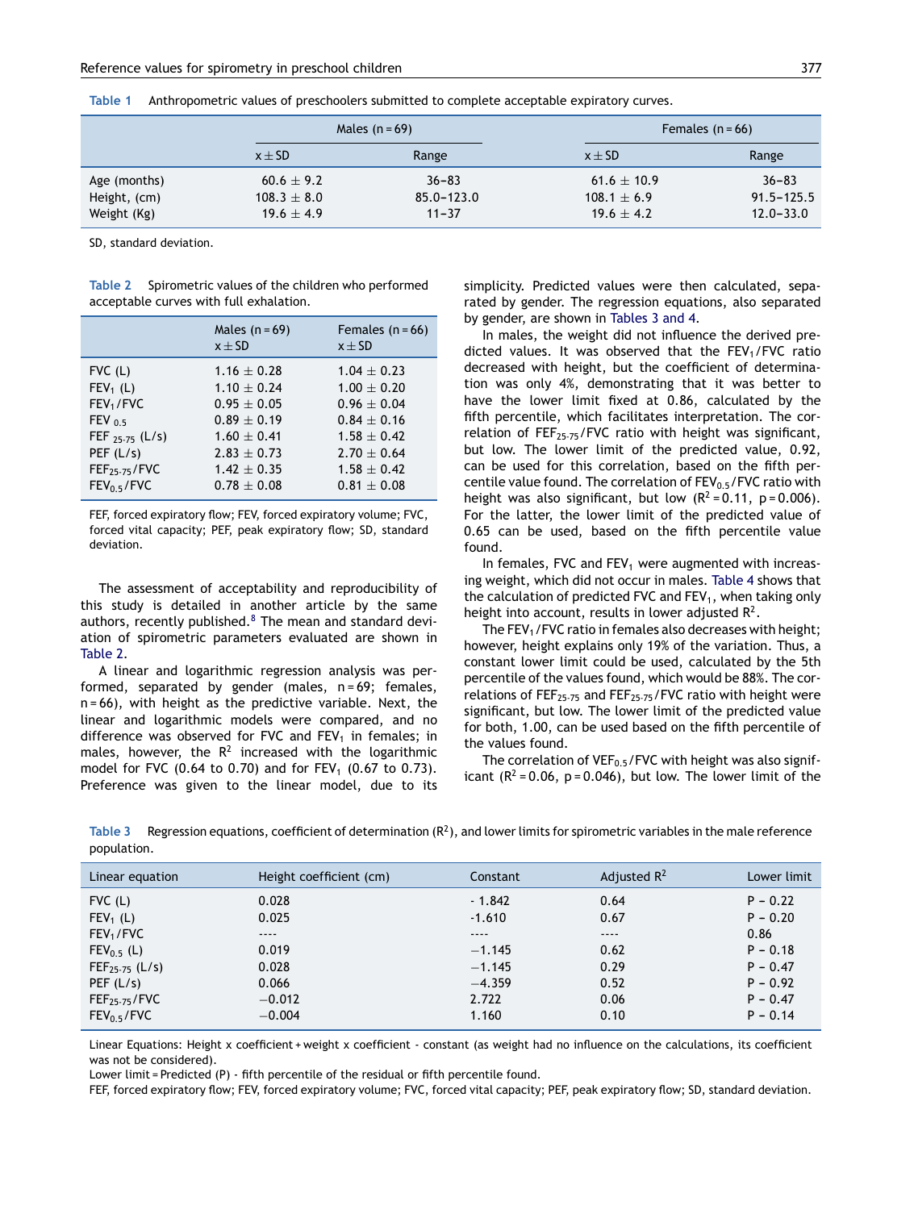**Table 1** Anthropometric values of preschoolers submitted to complete acceptable expiratory curves.

| | Males (n = 69) | | Females (n = 66) | |
|---|---|---|---|---|
| | x ± SD | Range | x ± SD | Range |
| Age (months) | 60.6 ± 9.2 | 36–83 | 61.6 ± 10.9 | 36–83 |
| Height, (cm) | 108.3 ± 8.0 | 85.0–123.0 | 108.1 ± 6.9 | 91.5–125.5 |
| Weight (Kg) | 19.6 ± 4.9 | 11–37 | 19.6 ± 4.2 | 12.0–33.0 |

SD, standard deviation.

**Table 2** Spirometric values of the children who performed acceptable curves with full exhalation.

| | Males (n = 69) x ± SD | Females (n = 66) x ± SD |
|---|---|---|
| FVC (L) | 1.16 ± 0.28 | 1.04 ± 0.23 |
| $FEV_1$ (L) | 1.10 ± 0.24 | 1.00 ± 0.20 |
| $FEV_1$/FVC | 0.95 ± 0.05 | 0.96 ± 0.04 |
| $FEV_{0.5}$ | 0.89 ± 0.19 | 0.84 ± 0.16 |
| $FEF_{25\text{-}75}$ (L/s) | 1.60 ± 0.41 | 1.58 ± 0.42 |
| PEF (L/s) | 2.83 ± 0.73 | 2.70 ± 0.64 |
| $FEF_{25\text{-}75}$/FVC | 1.42 ± 0.35 | 1.58 ± 0.42 |
| $FEV_{0.5}$/FVC | 0.78 ± 0.08 | 0.81 ± 0.08 |

FEF, forced expiratory flow; FEV, forced expiratory volume; FVC, forced vital capacity; PEF, peak expiratory flow; SD, standard deviation.

The assessment of acceptability and reproducibility of this study is detailed in another article by the same authors, recently published.[8] The mean and standard deviation of spirometric parameters evaluated are shown in Table 2.

A linear and logarithmic regression analysis was performed, separated by gender (males, n = 69; females, n = 66), with height as the predictive variable. Next, the linear and logarithmic models were compared, and no difference was observed for FVC and $FEV_1$ in females; in males, however, the $R^2$ increased with the logarithmic model for FVC (0.64 to 0.70) and for $FEV_1$ (0.67 to 0.73). Preference was given to the linear model, due to its simplicity. Predicted values were then calculated, separated by gender. The regression equations, also separated by gender, are shown in Tables 3 and 4.

In males, the weight did not influence the derived predicted values. It was observed that the $FEV_1$/FVC ratio decreased with height, but the coefficient of determination was only 4%, demonstrating that it was better to have the lower limit fixed at 0.86, calculated by the fifth percentile, which facilitates interpretation. The correlation of $FEF_{25\text{-}75}$/FVC ratio with height was significant, but low. The lower limit of the predicted value, 0.92, can be used for this correlation, based on the fifth percentile value found. The correlation of $FEV_{0.5}$/FVC ratio with height was also significant, but low ($R^2$ = 0.11, p = 0.006). For the latter, the lower limit of the predicted value of 0.65 can be used, based on the fifth percentile value found.

In females, FVC and $FEV_1$ were augmented with increasing weight, which did not occur in males. Table 4 shows that the calculation of predicted FVC and $FEV_1$, when taking only height into account, results in lower adjusted $R^2$.

The $FEV_1$/FVC ratio in females also decreases with height; however, height explains only 19% of the variation. Thus, a constant lower limit could be used, calculated by the 5th percentile of the values found, which would be 88%. The correlations of $FEF_{25\text{-}75}$ and $FEF_{25\text{-}75}$/FVC ratio with height were significant, but low. The lower limit of the predicted value for both, 1.00, can be used based on the fifth percentile of the values found.

The correlation of $VEF_{0.5}$/FVC with height was also significant ($R^2$ = 0.06, p = 0.046), but low. The lower limit of the

**Table 3** Regression equations, coefficient of determination ($R^2$), and lower limits for spirometric variables in the male reference population.

| Linear equation | Height coefficient (cm) | Constant | Adjusted $R^2$ | Lower limit |
|---|---|---|---|---|
| FVC (L) | 0.028 | - 1.842 | 0.64 | P − 0.22 |
| $FEV_1$ (L) | 0.025 | -1.610 | 0.67 | P − 0.20 |
| $FEV_1$/FVC | ---- | ---- | ---- | 0.86 |
| $FEV_{0.5}$ (L) | 0.019 | −1.145 | 0.62 | P − 0.18 |
| $FEF_{25\text{-}75}$ (L/s) | 0.028 | −1.145 | 0.29 | P − 0.47 |
| PEF (L/s) | 0.066 | −4.359 | 0.52 | P − 0.92 |
| $FEF_{25\text{-}75}$/FVC | −0.012 | 2.722 | 0.06 | P − 0.47 |
| $FEV_{0.5}$/FVC | −0.004 | 1.160 | 0.10 | P − 0.14 |

Linear Equations: Height x coefficient + weight x coefficient - constant (as weight had no influence on the calculations, its coefficient was not be considered).
Lower limit = Predicted (P) - fifth percentile of the residual or fifth percentile found.
FEF, forced expiratory flow; FEV, forced expiratory volume; FVC, forced vital capacity; PEF, peak expiratory flow; SD, standard deviation.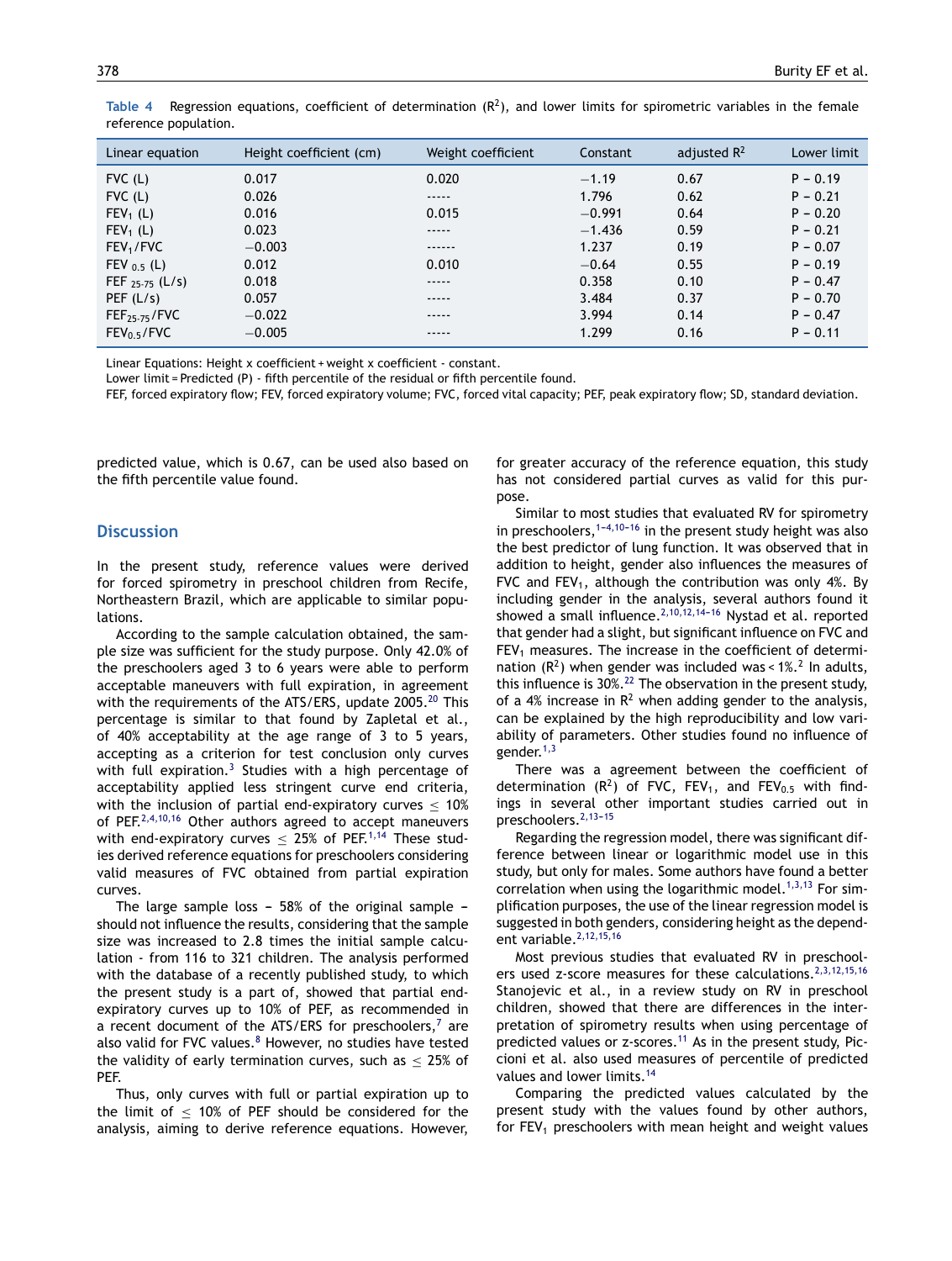**Table 4** Regression equations, coefficient of determination ($R^2$), and lower limits for spirometric variables in the female reference population.

| Linear equation | Height coefficient (cm) | Weight coefficient | Constant | adjusted $R^2$ | Lower limit |
|---|---|---|---|---|---|
| FVC (L) | 0.017 | 0.020 | −1.19 | 0.67 | P − 0.19 |
| FVC (L) | 0.026 | ----- | 1.796 | 0.62 | P − 0.21 |
| $FEV_1$ (L) | 0.016 | 0.015 | −0.991 | 0.64 | P − 0.20 |
| $FEV_1$ (L) | 0.023 | ----- | −1.436 | 0.59 | P − 0.21 |
| $FEV_1$/FVC | −0.003 | ------ | 1.237 | 0.19 | P − 0.07 |
| $FEV_{0.5}$ (L) | 0.012 | 0.010 | −0.64 | 0.55 | P − 0.19 |
| $FEF_{25-75}$ (L/s) | 0.018 | ----- | 0.358 | 0.10 | P − 0.47 |
| PEF (L/s) | 0.057 | ----- | 3.484 | 0.37 | P − 0.70 |
| $FEF_{25-75}$/FVC | −0.022 | ----- | 3.994 | 0.14 | P − 0.47 |
| $FEV_{0.5}$/FVC | −0.005 | ----- | 1.299 | 0.16 | P − 0.11 |

Linear Equations: Height x coefficient + weight x coefficient - constant.

Lower limit = Predicted (P) - fifth percentile of the residual or fifth percentile found.

FEF, forced expiratory flow; FEV, forced expiratory volume; FVC, forced vital capacity; PEF, peak expiratory flow; SD, standard deviation.

predicted value, which is 0.67, can be used also based on the fifth percentile value found.

## Discussion

In the present study, reference values were derived for forced spirometry in preschool children from Recife, Northeastern Brazil, which are applicable to similar populations.

According to the sample calculation obtained, the sample size was sufficient for the study purpose. Only 42.0% of the preschoolers aged 3 to 6 years were able to perform acceptable maneuvers with full expiration, in agreement with the requirements of the ATS/ERS, update 2005.[20] This percentage is similar to that found by Zapletal et al., of 40% acceptability at the age range of 3 to 5 years, accepting as a criterion for test conclusion only curves with full expiration.[3] Studies with a high percentage of acceptability applied less stringent curve end criteria, with the inclusion of partial end-expiratory curves ≤ 10% of PEF.[2,4,10,16] Other authors agreed to accept maneuvers with end-expiratory curves ≤ 25% of PEF.[1,14] These studies derived reference equations for preschoolers considering valid measures of FVC obtained from partial expiration curves.

The large sample loss – 58% of the original sample – should not influence the results, considering that the sample size was increased to 2.8 times the initial sample calculation - from 116 to 321 children. The analysis performed with the database of a recently published study, to which the present study is a part of, showed that partial end-expiratory curves up to 10% of PEF, as recommended in a recent document of the ATS/ERS for preschoolers,[7] are also valid for FVC values.[8] However, no studies have tested the validity of early termination curves, such as ≤ 25% of PEF.

Thus, only curves with full or partial expiration up to the limit of ≤ 10% of PEF should be considered for the analysis, aiming to derive reference equations. However, for greater accuracy of the reference equation, this study has not considered partial curves as valid for this purpose.

Similar to most studies that evaluated RV for spirometry in preschoolers,[1–4,10–16] in the present study height was also the best predictor of lung function. It was observed that in addition to height, gender also influences the measures of FVC and $FEV_1$, although the contribution was only 4%. By including gender in the analysis, several authors found it showed a small influence.[2,10,12,14–16] Nystad et al. reported that gender had a slight, but significant influence on FVC and $FEV_1$ measures. The increase in the coefficient of determination ($R^2$) when gender was included was < 1%.[2] In adults, this influence is 30%.[22] The observation in the present study, of a 4% increase in $R^2$ when adding gender to the analysis, can be explained by the high reproducibility and low variability of parameters. Other studies found no influence of gender.[1,3]

There was a agreement between the coefficient of determination ($R^2$) of FVC, $FEV_1$, and $FEV_{0.5}$ with findings in several other important studies carried out in preschoolers.[2,13–15]

Regarding the regression model, there was significant difference between linear or logarithmic model use in this study, but only for males. Some authors have found a better correlation when using the logarithmic model.[1,3,13] For simplification purposes, the use of the linear regression model is suggested in both genders, considering height as the dependent variable.[2,12,15,16]

Most previous studies that evaluated RV in preschoolers used z-score measures for these calculations.[2,3,12,15,16] Stanojevic et al., in a review study on RV in preschool children, showed that there are differences in the interpretation of spirometry results when using percentage of predicted values or z-scores.[11] As in the present study, Piccioni et al. also used measures of percentile of predicted values and lower limits.[14]

Comparing the predicted values calculated by the present study with the values found by other authors, for $FEV_1$ preschoolers with mean height and weight values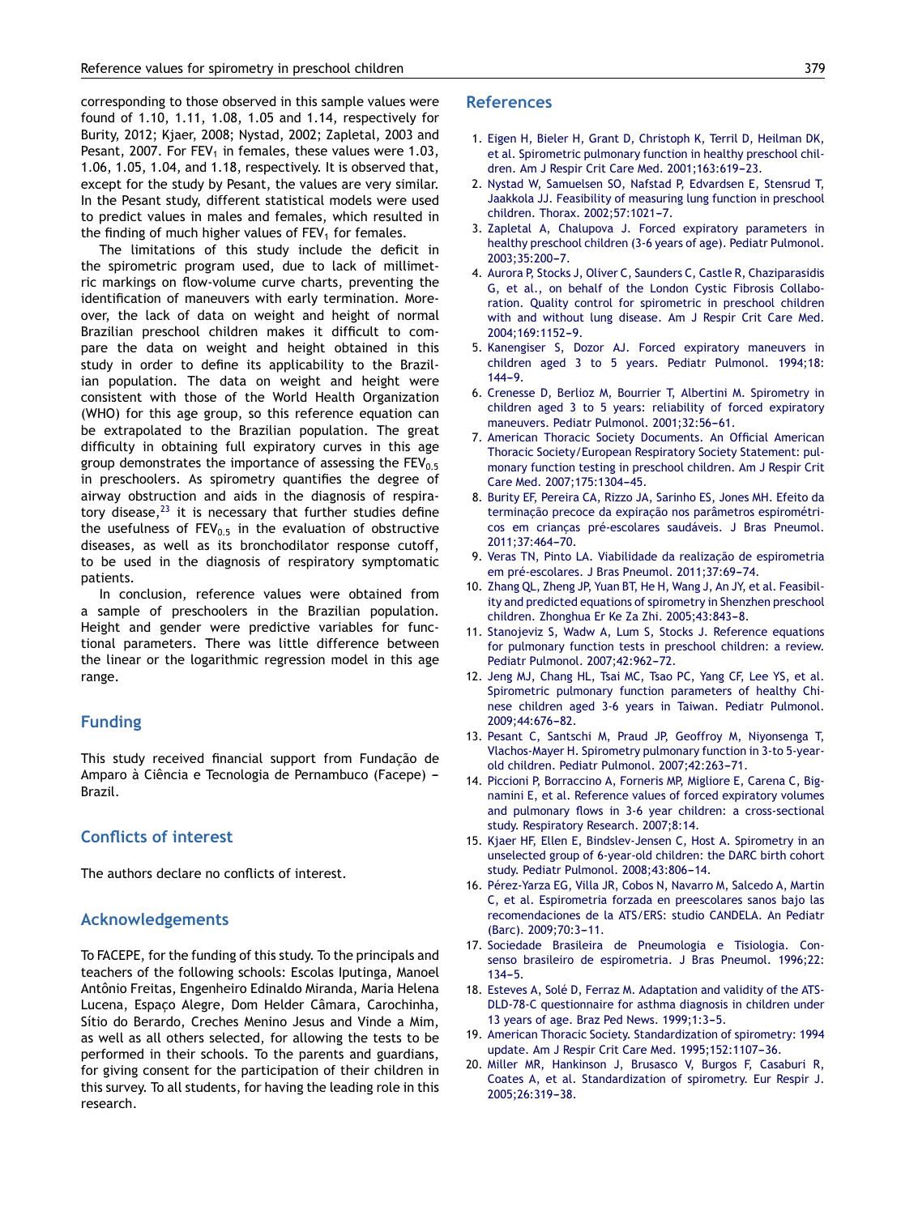corresponding to those observed in this sample values were found of 1.10, 1.11, 1.08, 1.05 and 1.14, respectively for Burity, 2012; Kjaer, 2008; Nystad, 2002; Zapletal, 2003 and Pesant, 2007. For $FEV_1$ in females, these values were 1.03, 1.06, 1.05, 1.04, and 1.18, respectively. It is observed that, except for the study by Pesant, the values are very similar. In the Pesant study, different statistical models were used to predict values in males and females, which resulted in the finding of much higher values of $FEV_1$ for females.

The limitations of this study include the deficit in the spirometric program used, due to lack of millimetric markings on flow-volume curve charts, preventing the identification of maneuvers with early termination. Moreover, the lack of data on weight and height of normal Brazilian preschool children makes it difficult to compare the data on weight and height obtained in this study in order to define its applicability to the Brazilian population. The data on weight and height were consistent with those of the World Health Organization (WHO) for this age group, so this reference equation can be extrapolated to the Brazilian population. The great difficulty in obtaining full expiratory curves in this age group demonstrates the importance of assessing the $FEV_{0.5}$ in preschoolers. As spirometry quantifies the degree of airway obstruction and aids in the diagnosis of respiratory disease,[23] it is necessary that further studies define the usefulness of $FEV_{0.5}$ in the evaluation of obstructive diseases, as well as its bronchodilator response cutoff, to be used in the diagnosis of respiratory symptomatic patients.

In conclusion, reference values were obtained from a sample of preschoolers in the Brazilian population. Height and gender were predictive variables for functional parameters. There was little difference between the linear or the logarithmic regression model in this age range.

## Funding

This study received financial support from Fundação de Amparo à Ciência e Tecnologia de Pernambuco (Facepe) – Brazil.

## Conflicts of interest

The authors declare no conflicts of interest.

## Acknowledgements

To FACEPE, for the funding of this study. To the principals and teachers of the following schools: Escolas Iputinga, Manoel Antônio Freitas, Engenheiro Edinaldo Miranda, Maria Helena Lucena, Espaço Alegre, Dom Helder Câmara, Carochinha, Sítio do Berardo, Creches Menino Jesus and Vinde a Mim, as well as all others selected, for allowing the tests to be performed in their schools. To the parents and guardians, for giving consent for the participation of their children in this survey. To all students, for having the leading role in this research.

## References

1. Eigen H, Bieler H, Grant D, Christoph K, Terril D, Heilman DK, et al. Spirometric pulmonary function in healthy preschool children. Am J Respir Crit Care Med. 2001;163:619–23.
2. Nystad W, Samuelsen SO, Nafstad P, Edvardsen E, Stensrud T, Jaakkola JJ. Feasibility of measuring lung function in preschool children. Thorax. 2002;57:1021–7.
3. Zapletal A, Chalupova J. Forced expiratory parameters in healthy preschool children (3-6 years of age). Pediatr Pulmonol. 2003;35:200–7.
4. Aurora P, Stocks J, Oliver C, Saunders C, Castle R, Chaziparasidis G, et al., on behalf of the London Cystic Fibrosis Collaboration. Quality control for spirometric in preschool children with and without lung disease. Am J Respir Crit Care Med. 2004;169:1152–9.
5. Kanengiser S, Dozor AJ. Forced expiratory maneuvers in children aged 3 to 5 years. Pediatr Pulmonol. 1994;18:144–9.
6. Crenesse D, Berlioz M, Bourrier T, Albertini M. Spirometry in children aged 3 to 5 years: reliability of forced expiratory maneuvers. Pediatr Pulmonol. 2001;32:56–61.
7. American Thoracic Society Documents. An Official American Thoracic Society/European Respiratory Society Statement: pulmonary function testing in preschool children. Am J Respir Crit Care Med. 2007;175:1304–45.
8. Burity EF, Pereira CA, Rizzo JA, Sarinho ES, Jones MH. Efeito da terminação precoce da expiração nos parâmetros espirométricos em crianças pré-escolares saudáveis. J Bras Pneumol. 2011;37:464–70.
9. Veras TN, Pinto LA. Viabilidade da realização de espirometria em pré-escolares. J Bras Pneumol. 2011;37:69–74.
10. Zhang QL, Zheng JP, Yuan BT, He H, Wang J, An JY, et al. Feasibility and predicted equations of spirometry in Shenzhen preschool children. Zhonghua Er Ke Za Zhi. 2005;43:843–8.
11. Stanojeviz S, Wadw A, Lum S, Stocks J. Reference equations for pulmonary function tests in preschool children: a review. Pediatr Pulmonol. 2007;42:962–72.
12. Jeng MJ, Chang HL, Tsai MC, Tsao PC, Yang CF, Lee YS, et al. Spirometric pulmonary function parameters of healthy Chinese children aged 3-6 years in Taiwan. Pediatr Pulmonol. 2009;44:676–82.
13. Pesant C, Santschi M, Praud JP, Geoffroy M, Niyonsenga T, Vlachos-Mayer H. Spirometry pulmonary function in 3-to 5-year-old children. Pediatr Pulmonol. 2007;42:263–71.
14. Piccioni P, Borraccino A, Forneris MP, Migliore E, Carena C, Bignamini E, et al. Reference values of forced expiratory volumes and pulmonary flows in 3-6 year children: a cross-sectional study. Respiratory Research. 2007;8:14.
15. Kjaer HF, Ellen E, Bindslev-Jensen C, Host A. Spirometry in an unselected group of 6-year-old children: the DARC birth cohort study. Pediatr Pulmonol. 2008;43:806–14.
16. Pérez-Yarza EG, Villa JR, Cobos N, Navarro M, Salcedo A, Martin C, et al. Espirometria forzada en preescolares sanos bajo las recomendaciones de la ATS/ERS: studio CANDELA. An Pediatr (Barc). 2009;70:3–11.
17. Sociedade Brasileira de Pneumologia e Tisiologia. Consenso brasileiro de espirometria. J Bras Pneumol. 1996;22:134–5.
18. Esteves A, Solé D, Ferraz M. Adaptation and validity of the ATS-DLD-78-C questionnaire for asthma diagnosis in children under 13 years of age. Braz Ped News. 1999;1:3–5.
19. American Thoracic Society. Standardization of spirometry: 1994 update. Am J Respir Crit Care Med. 1995;152:1107–36.
20. Miller MR, Hankinson J, Brusasco V, Burgos F, Casaburi R, Coates A, et al. Standardization of spirometry. Eur Respir J. 2005;26:319–38.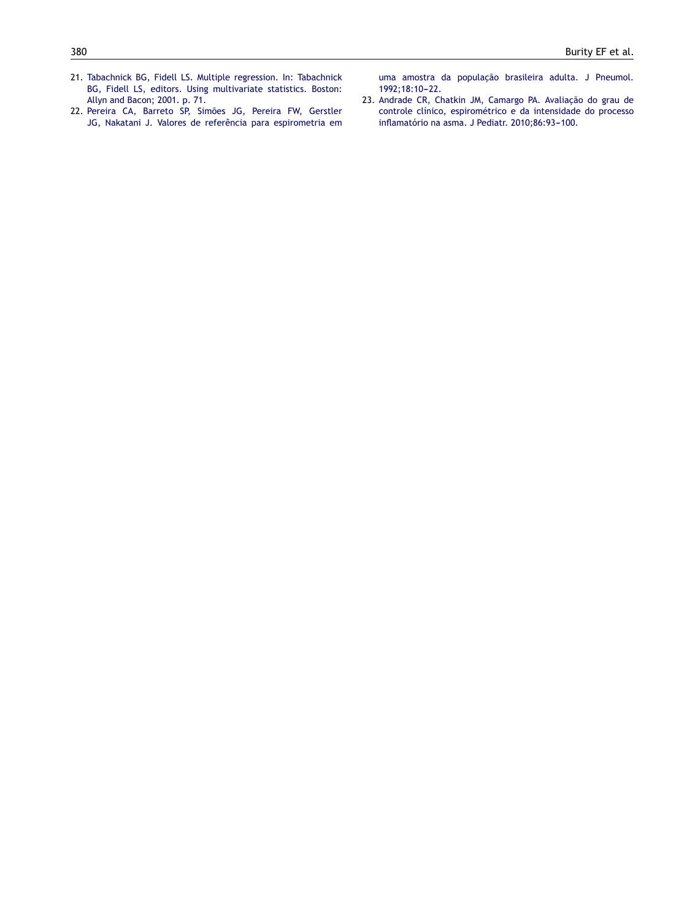21. Tabachnick BG, Fidell LS. Multiple regression. In: Tabachnick BG, Fidell LS, editors. Using multivariate statistics. Boston: Allyn and Bacon; 2001. p. 71.
22. Pereira CA, Barreto SP, Simões JG, Pereira FW, Gerstler JG, Nakatani J. Valores de referência para espirometria em uma amostra da população brasileira adulta. J Pneumol. 1992;18:10–22.
23. Andrade CR, Chatkin JM, Camargo PA. Avaliação do grau de controle clínico, espirométrico e da intensidade do processo inflamatório na asma. J Pediatr. 2010;86:93–100.